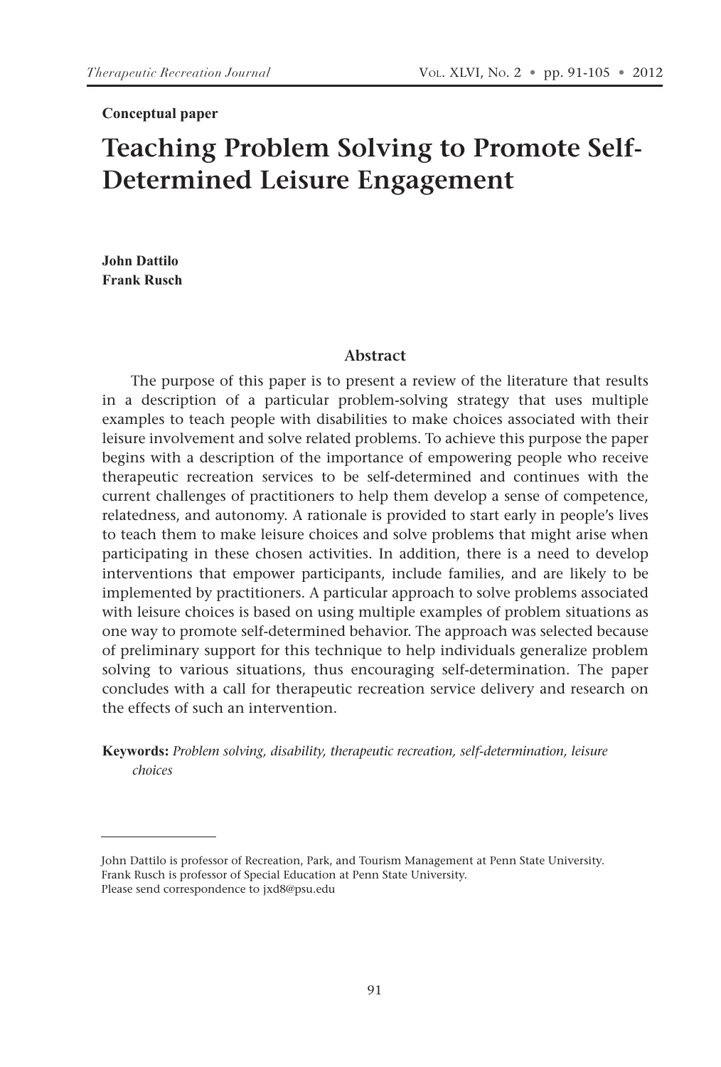**Conceptual paper**

# Teaching Problem Solving to Promote Self-Determined Leisure Engagement

**John Dattilo**
**Frank Rusch**

## Abstract

The purpose of this paper is to present a review of the literature that results in a description of a particular problem-solving strategy that uses multiple examples to teach people with disabilities to make choices associated with their leisure involvement and solve related problems. To achieve this purpose the paper begins with a description of the importance of empowering people who receive therapeutic recreation services to be self-determined and continues with the current challenges of practitioners to help them develop a sense of competence, relatedness, and autonomy. A rationale is provided to start early in people's lives to teach them to make leisure choices and solve problems that might arise when participating in these chosen activities. In addition, there is a need to develop interventions that empower participants, include families, and are likely to be implemented by practitioners. A particular approach to solve problems associated with leisure choices is based on using multiple examples of problem situations as one way to promote self-determined behavior. The approach was selected because of preliminary support for this technique to help individuals generalize problem solving to various situations, thus encouraging self-determination. The paper concludes with a call for therapeutic recreation service delivery and research on the effects of such an intervention.

**Keywords:** *Problem solving, disability, therapeutic recreation, self-determination, leisure choices*

---

John Dattilo is professor of Recreation, Park, and Tourism Management at Penn State University.
Frank Rusch is professor of Special Education at Penn State University.
Please send correspondence to jxd8@psu.edu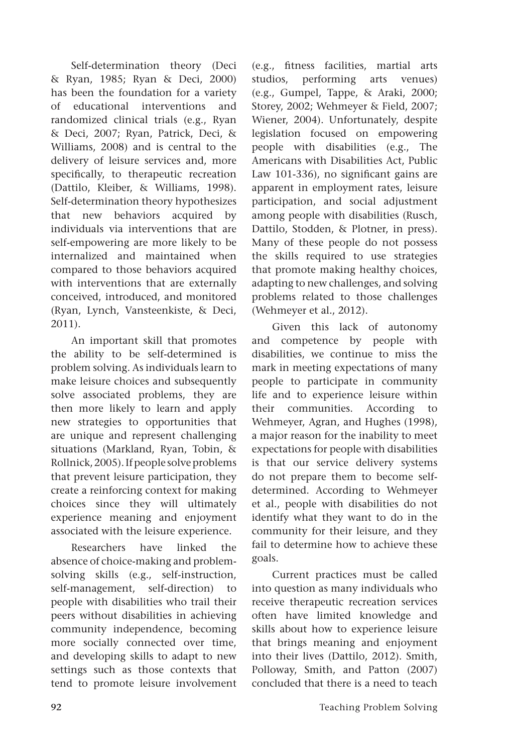Self-determination theory (Deci & Ryan, 1985; Ryan & Deci, 2000) has been the foundation for a variety of educational interventions and randomized clinical trials (e.g., Ryan & Deci, 2007; Ryan, Patrick, Deci, & Williams, 2008) and is central to the delivery of leisure services and, more specifically, to therapeutic recreation (Dattilo, Kleiber, & Williams, 1998). Self-determination theory hypothesizes that new behaviors acquired by individuals via interventions that are self-empowering are more likely to be internalized and maintained when compared to those behaviors acquired with interventions that are externally conceived, introduced, and monitored (Ryan, Lynch, Vansteenkiste, & Deci, 2011).

An important skill that promotes the ability to be self-determined is problem solving. As individuals learn to make leisure choices and subsequently solve associated problems, they are then more likely to learn and apply new strategies to opportunities that are unique and represent challenging situations (Markland, Ryan, Tobin, & Rollnick, 2005). If people solve problems that prevent leisure participation, they create a reinforcing context for making choices since they will ultimately experience meaning and enjoyment associated with the leisure experience.

Researchers have linked the absence of choice-making and problem-solving skills (e.g., self-instruction, self-management, self-direction) to people with disabilities who trail their peers without disabilities in achieving community independence, becoming more socially connected over time, and developing skills to adapt to new settings such as those contexts that tend to promote leisure involvement (e.g., fitness facilities, martial arts studios, performing arts venues) (e.g., Gumpel, Tappe, & Araki, 2000; Storey, 2002; Wehmeyer & Field, 2007; Wiener, 2004). Unfortunately, despite legislation focused on empowering people with disabilities (e.g., The Americans with Disabilities Act, Public Law 101-336), no significant gains are apparent in employment rates, leisure participation, and social adjustment among people with disabilities (Rusch, Dattilo, Stodden, & Plotner, in press). Many of these people do not possess the skills required to use strategies that promote making healthy choices, adapting to new challenges, and solving problems related to those challenges (Wehmeyer et al., 2012).

Given this lack of autonomy and competence by people with disabilities, we continue to miss the mark in meeting expectations of many people to participate in community life and to experience leisure within their communities. According to Wehmeyer, Agran, and Hughes (1998), a major reason for the inability to meet expectations for people with disabilities is that our service delivery systems do not prepare them to become self-determined. According to Wehmeyer et al., people with disabilities do not identify what they want to do in the community for their leisure, and they fail to determine how to achieve these goals.

Current practices must be called into question as many individuals who receive therapeutic recreation services often have limited knowledge and skills about how to experience leisure that brings meaning and enjoyment into their lives (Dattilo, 2012). Smith, Polloway, Smith, and Patton (2007) concluded that there is a need to teach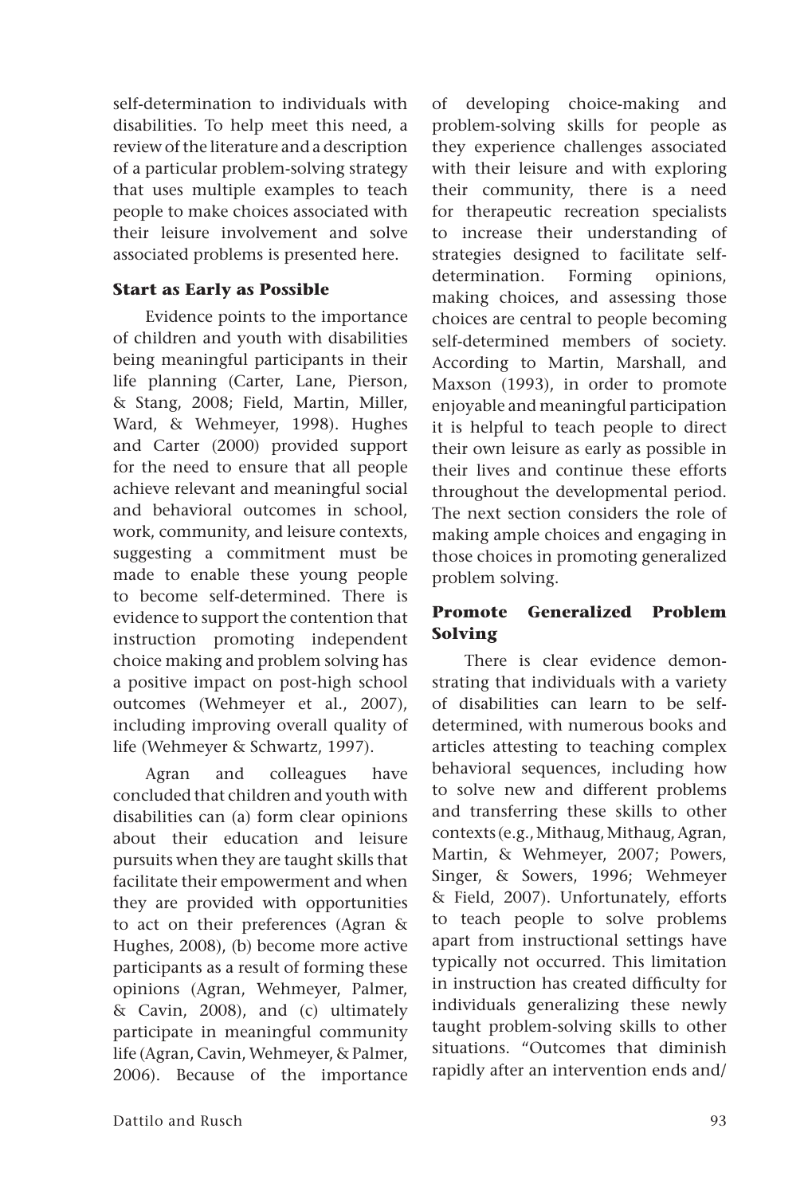self-determination to individuals with disabilities. To help meet this need, a review of the literature and a description of a particular problem-solving strategy that uses multiple examples to teach people to make choices associated with their leisure involvement and solve associated problems is presented here.

### Start as Early as Possible

Evidence points to the importance of children and youth with disabilities being meaningful participants in their life planning (Carter, Lane, Pierson, & Stang, 2008; Field, Martin, Miller, Ward, & Wehmeyer, 1998). Hughes and Carter (2000) provided support for the need to ensure that all people achieve relevant and meaningful social and behavioral outcomes in school, work, community, and leisure contexts, suggesting a commitment must be made to enable these young people to become self-determined. There is evidence to support the contention that instruction promoting independent choice making and problem solving has a positive impact on post-high school outcomes (Wehmeyer et al., 2007), including improving overall quality of life (Wehmeyer & Schwartz, 1997).

Agran and colleagues have concluded that children and youth with disabilities can (a) form clear opinions about their education and leisure pursuits when they are taught skills that facilitate their empowerment and when they are provided with opportunities to act on their preferences (Agran & Hughes, 2008), (b) become more active participants as a result of forming these opinions (Agran, Wehmeyer, Palmer, & Cavin, 2008), and (c) ultimately participate in meaningful community life (Agran, Cavin, Wehmeyer, & Palmer, 2006). Because of the importance of developing choice-making and problem-solving skills for people as they experience challenges associated with their leisure and with exploring their community, there is a need for therapeutic recreation specialists to increase their understanding of strategies designed to facilitate self-determination. Forming opinions, making choices, and assessing those choices are central to people becoming self-determined members of society. According to Martin, Marshall, and Maxson (1993), in order to promote enjoyable and meaningful participation it is helpful to teach people to direct their own leisure as early as possible in their lives and continue these efforts throughout the developmental period. The next section considers the role of making ample choices and engaging in those choices in promoting generalized problem solving.

### Promote Generalized Problem Solving

There is clear evidence demonstrating that individuals with a variety of disabilities can learn to be self-determined, with numerous books and articles attesting to teaching complex behavioral sequences, including how to solve new and different problems and transferring these skills to other contexts (e.g., Mithaug, Mithaug, Agran, Martin, & Wehmeyer, 2007; Powers, Singer, & Sowers, 1996; Wehmeyer & Field, 2007). Unfortunately, efforts to teach people to solve problems apart from instructional settings have typically not occurred. This limitation in instruction has created difficulty for individuals generalizing these newly taught problem-solving skills to other situations. "Outcomes that diminish rapidly after an intervention ends and/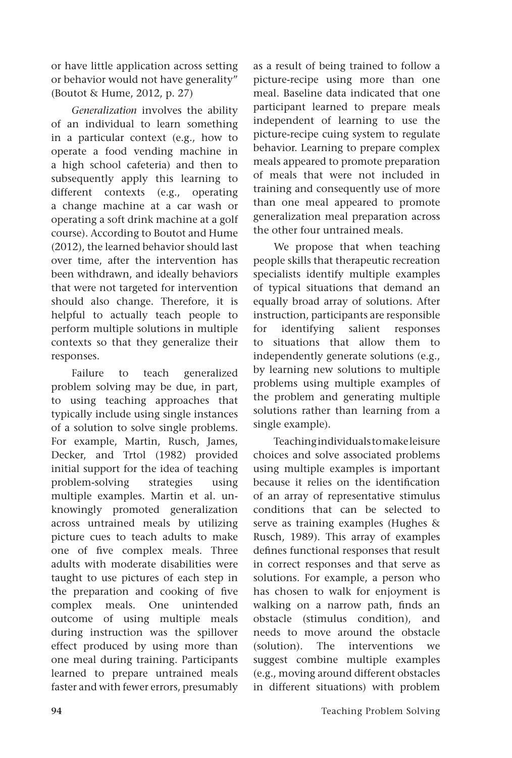or have little application across setting or behavior would not have generality" (Boutot & Hume, 2012, p. 27)

*Generalization* involves the ability of an individual to learn something in a particular context (e.g., how to operate a food vending machine in a high school cafeteria) and then to subsequently apply this learning to different contexts (e.g., operating a change machine at a car wash or operating a soft drink machine at a golf course). According to Boutot and Hume (2012), the learned behavior should last over time, after the intervention has been withdrawn, and ideally behaviors that were not targeted for intervention should also change. Therefore, it is helpful to actually teach people to perform multiple solutions in multiple contexts so that they generalize their responses.

Failure to teach generalized problem solving may be due, in part, to using teaching approaches that typically include using single instances of a solution to solve single problems. For example, Martin, Rusch, James, Decker, and Trtol (1982) provided initial support for the idea of teaching problem-solving strategies using multiple examples. Martin et al. unknowingly promoted generalization across untrained meals by utilizing picture cues to teach adults to make one of five complex meals. Three adults with moderate disabilities were taught to use pictures of each step in the preparation and cooking of five complex meals. One unintended outcome of using multiple meals during instruction was the spillover effect produced by using more than one meal during training. Participants learned to prepare untrained meals faster and with fewer errors, presumably as a result of being trained to follow a picture-recipe using more than one meal. Baseline data indicated that one participant learned to prepare meals independent of learning to use the picture-recipe cuing system to regulate behavior. Learning to prepare complex meals appeared to promote preparation of meals that were not included in training and consequently use of more than one meal appeared to promote generalization meal preparation across the other four untrained meals.

We propose that when teaching people skills that therapeutic recreation specialists identify multiple examples of typical situations that demand an equally broad array of solutions. After instruction, participants are responsible for identifying salient responses to situations that allow them to independently generate solutions (e.g., by learning new solutions to multiple problems using multiple examples of the problem and generating multiple solutions rather than learning from a single example).

Teaching individuals to make leisure choices and solve associated problems using multiple examples is important because it relies on the identification of an array of representative stimulus conditions that can be selected to serve as training examples (Hughes & Rusch, 1989). This array of examples defines functional responses that result in correct responses and that serve as solutions. For example, a person who has chosen to walk for enjoyment is walking on a narrow path, finds an obstacle (stimulus condition), and needs to move around the obstacle (solution). The interventions we suggest combine multiple examples (e.g., moving around different obstacles in different situations) with problem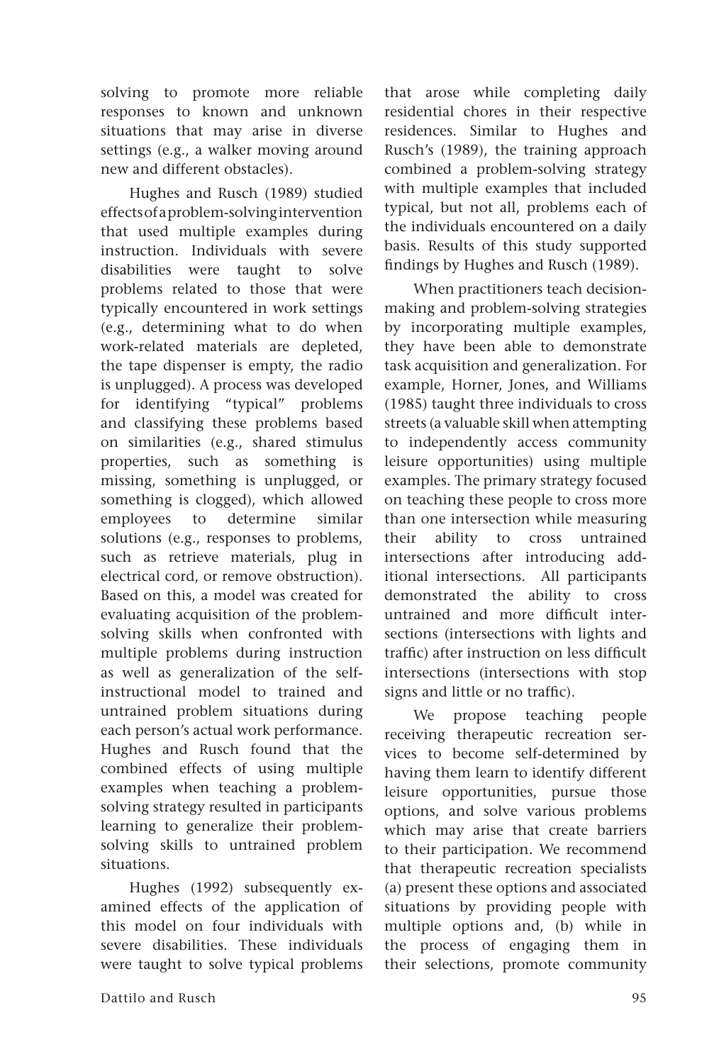solving to promote more reliable responses to known and unknown situations that may arise in diverse settings (e.g., a walker moving around new and different obstacles).

Hughes and Rusch (1989) studied effects of a problem-solving intervention that used multiple examples during instruction. Individuals with severe disabilities were taught to solve problems related to those that were typically encountered in work settings (e.g., determining what to do when work-related materials are depleted, the tape dispenser is empty, the radio is unplugged). A process was developed for identifying "typical" problems and classifying these problems based on similarities (e.g., shared stimulus properties, such as something is missing, something is unplugged, or something is clogged), which allowed employees to determine similar solutions (e.g., responses to problems, such as retrieve materials, plug in electrical cord, or remove obstruction). Based on this, a model was created for evaluating acquisition of the problem-solving skills when confronted with multiple problems during instruction as well as generalization of the self-instructional model to trained and untrained problem situations during each person's actual work performance. Hughes and Rusch found that the combined effects of using multiple examples when teaching a problem-solving strategy resulted in participants learning to generalize their problem-solving skills to untrained problem situations.

Hughes (1992) subsequently examined effects of the application of this model on four individuals with severe disabilities. These individuals were taught to solve typical problems that arose while completing daily residential chores in their respective residences. Similar to Hughes and Rusch's (1989), the training approach combined a problem-solving strategy with multiple examples that included typical, but not all, problems each of the individuals encountered on a daily basis. Results of this study supported findings by Hughes and Rusch (1989).

When practitioners teach decision-making and problem-solving strategies by incorporating multiple examples, they have been able to demonstrate task acquisition and generalization. For example, Horner, Jones, and Williams (1985) taught three individuals to cross streets (a valuable skill when attempting to independently access community leisure opportunities) using multiple examples. The primary strategy focused on teaching these people to cross more than one intersection while measuring their ability to cross untrained intersections after introducing additional intersections. All participants demonstrated the ability to cross untrained and more difficult intersections (intersections with lights and traffic) after instruction on less difficult intersections (intersections with stop signs and little or no traffic).

We propose teaching people receiving therapeutic recreation services to become self-determined by having them learn to identify different leisure opportunities, pursue those options, and solve various problems which may arise that create barriers to their participation. We recommend that therapeutic recreation specialists (a) present these options and associated situations by providing people with multiple options and, (b) while in the process of engaging them in their selections, promote community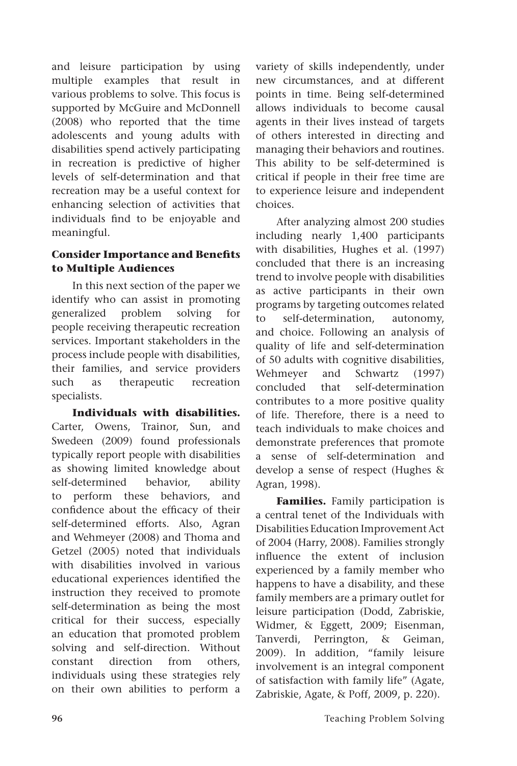and leisure participation by using multiple examples that result in various problems to solve. This focus is supported by McGuire and McDonnell (2008) who reported that the time adolescents and young adults with disabilities spend actively participating in recreation is predictive of higher levels of self-determination and that recreation may be a useful context for enhancing selection of activities that individuals find to be enjoyable and meaningful.

### Consider Importance and Benefits to Multiple Audiences

In this next section of the paper we identify who can assist in promoting generalized problem solving for people receiving therapeutic recreation services. Important stakeholders in the process include people with disabilities, their families, and service providers such as therapeutic recreation specialists.

**Individuals with disabilities.** Carter, Owens, Trainor, Sun, and Swedeen (2009) found professionals typically report people with disabilities as showing limited knowledge about self-determined behavior, ability to perform these behaviors, and confidence about the efficacy of their self-determined efforts. Also, Agran and Wehmeyer (2008) and Thoma and Getzel (2005) noted that individuals with disabilities involved in various educational experiences identified the instruction they received to promote self-determination as being the most critical for their success, especially an education that promoted problem solving and self-direction. Without constant direction from others, individuals using these strategies rely on their own abilities to perform a variety of skills independently, under new circumstances, and at different points in time. Being self-determined allows individuals to become causal agents in their lives instead of targets of others interested in directing and managing their behaviors and routines. This ability to be self-determined is critical if people in their free time are to experience leisure and independent choices.

After analyzing almost 200 studies including nearly 1,400 participants with disabilities, Hughes et al. (1997) concluded that there is an increasing trend to involve people with disabilities as active participants in their own programs by targeting outcomes related to self-determination, autonomy, and choice. Following an analysis of quality of life and self-determination of 50 adults with cognitive disabilities, Wehmeyer and Schwartz (1997) concluded that self-determination contributes to a more positive quality of life. Therefore, there is a need to teach individuals to make choices and demonstrate preferences that promote a sense of self-determination and develop a sense of respect (Hughes & Agran, 1998).

**Families.** Family participation is a central tenet of the Individuals with Disabilities Education Improvement Act of 2004 (Harry, 2008). Families strongly influence the extent of inclusion experienced by a family member who happens to have a disability, and these family members are a primary outlet for leisure participation (Dodd, Zabriskie, Widmer, & Eggett, 2009; Eisenman, Tanverdi, Perrington, & Geiman, 2009). In addition, "family leisure involvement is an integral component of satisfaction with family life" (Agate, Zabriskie, Agate, & Poff, 2009, p. 220).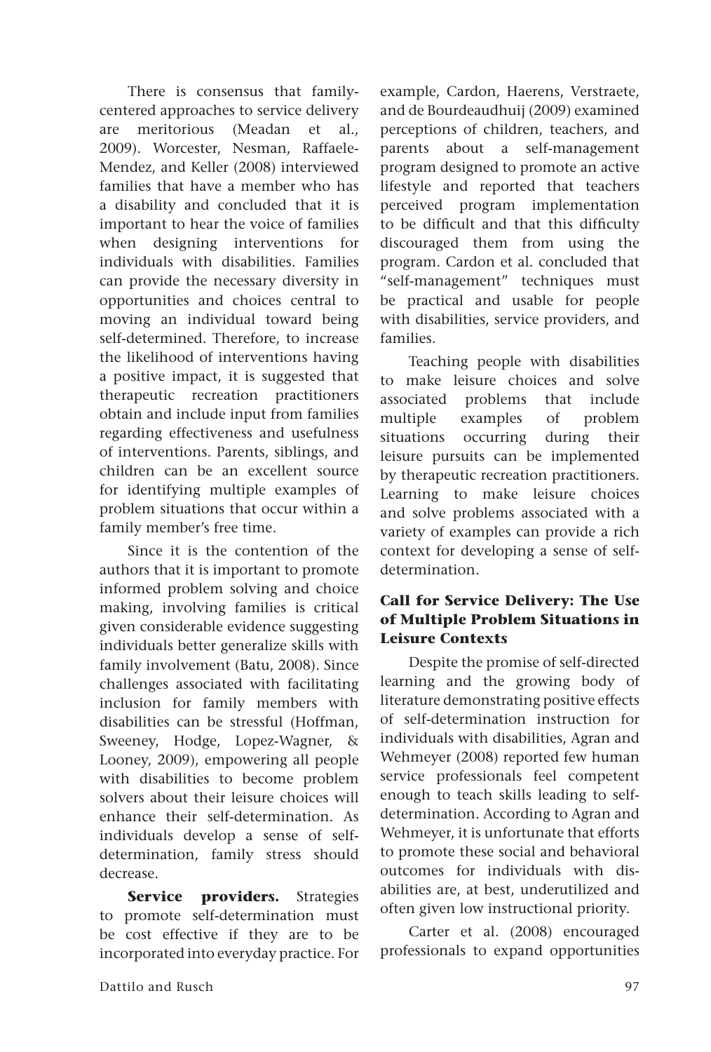There is consensus that family-centered approaches to service delivery are meritorious (Meadan et al., 2009). Worcester, Nesman, Raffaele-Mendez, and Keller (2008) interviewed families that have a member who has a disability and concluded that it is important to hear the voice of families when designing interventions for individuals with disabilities. Families can provide the necessary diversity in opportunities and choices central to moving an individual toward being self-determined. Therefore, to increase the likelihood of interventions having a positive impact, it is suggested that therapeutic recreation practitioners obtain and include input from families regarding effectiveness and usefulness of interventions. Parents, siblings, and children can be an excellent source for identifying multiple examples of problem situations that occur within a family member's free time.

Since it is the contention of the authors that it is important to promote informed problem solving and choice making, involving families is critical given considerable evidence suggesting individuals better generalize skills with family involvement (Batu, 2008). Since challenges associated with facilitating inclusion for family members with disabilities can be stressful (Hoffman, Sweeney, Hodge, Lopez-Wagner, & Looney, 2009), empowering all people with disabilities to become problem solvers about their leisure choices will enhance their self-determination. As individuals develop a sense of self-determination, family stress should decrease.

**Service providers.** Strategies to promote self-determination must be cost effective if they are to be incorporated into everyday practice. For example, Cardon, Haerens, Verstraete, and de Bourdeaudhuij (2009) examined perceptions of children, teachers, and parents about a self-management program designed to promote an active lifestyle and reported that teachers perceived program implementation to be difficult and that this difficulty discouraged them from using the program. Cardon et al. concluded that "self-management" techniques must be practical and usable for people with disabilities, service providers, and families.

Teaching people with disabilities to make leisure choices and solve associated problems that include multiple examples of problem situations occurring during their leisure pursuits can be implemented by therapeutic recreation practitioners. Learning to make leisure choices and solve problems associated with a variety of examples can provide a rich context for developing a sense of self-determination.

## Call for Service Delivery: The Use of Multiple Problem Situations in Leisure Contexts

Despite the promise of self-directed learning and the growing body of literature demonstrating positive effects of self-determination instruction for individuals with disabilities, Agran and Wehmeyer (2008) reported few human service professionals feel competent enough to teach skills leading to self-determination. According to Agran and Wehmeyer, it is unfortunate that efforts to promote these social and behavioral outcomes for individuals with disabilities are, at best, underutilized and often given low instructional priority.

Carter et al. (2008) encouraged professionals to expand opportunities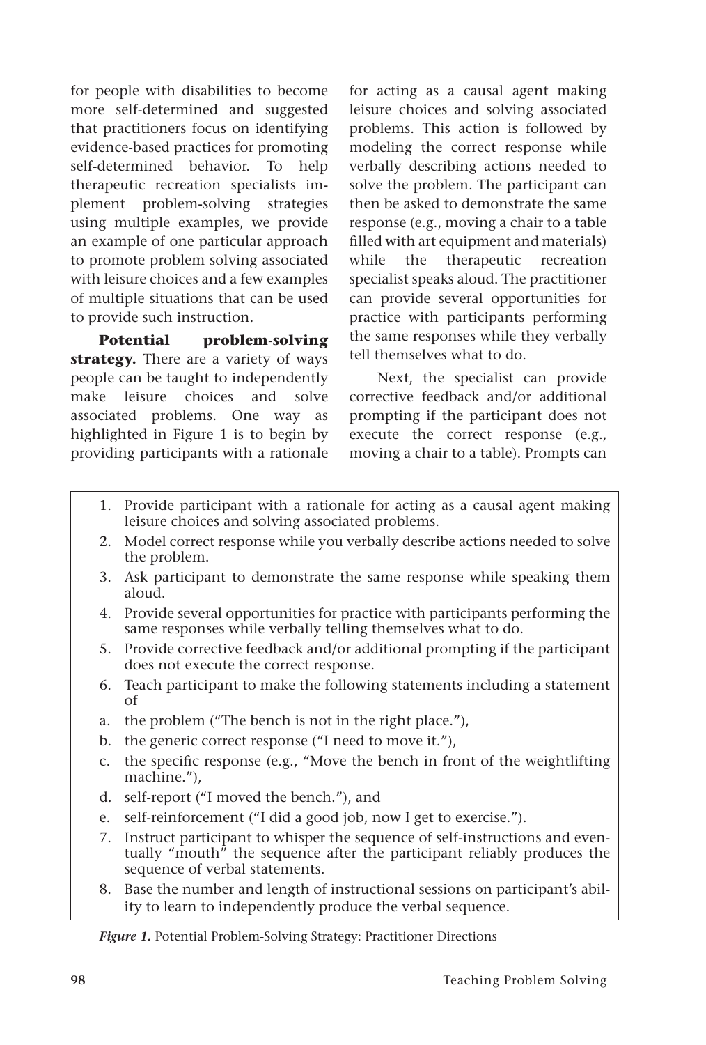for people with disabilities to become more self-determined and suggested that practitioners focus on identifying evidence-based practices for promoting self-determined behavior. To help therapeutic recreation specialists implement problem-solving strategies using multiple examples, we provide an example of one particular approach to promote problem solving associated with leisure choices and a few examples of multiple situations that can be used to provide such instruction.

**Potential problem-solving strategy.** There are a variety of ways people can be taught to independently make leisure choices and solve associated problems. One way as highlighted in Figure 1 is to begin by providing participants with a rationale for acting as a causal agent making leisure choices and solving associated problems. This action is followed by modeling the correct response while verbally describing actions needed to solve the problem. The participant can then be asked to demonstrate the same response (e.g., moving a chair to a table filled with art equipment and materials) while the therapeutic recreation specialist speaks aloud. The practitioner can provide several opportunities for practice with participants performing the same responses while they verbally tell themselves what to do.

Next, the specialist can provide corrective feedback and/or additional prompting if the participant does not execute the correct response (e.g., moving a chair to a table). Prompts can

1. Provide participant with a rationale for acting as a causal agent making leisure choices and solving associated problems.
2. Model correct response while you verbally describe actions needed to solve the problem.
3. Ask participant to demonstrate the same response while speaking them aloud.
4. Provide several opportunities for practice with participants performing the same responses while verbally telling themselves what to do.
5. Provide corrective feedback and/or additional prompting if the participant does not execute the correct response.
6. Teach participant to make the following statements including a statement of
   a. the problem ("The bench is not in the right place."),
   b. the generic correct response ("I need to move it."),
   c. the specific response (e.g., "Move the bench in front of the weightlifting machine."),
   d. self-report ("I moved the bench."), and
   e. self-reinforcement ("I did a good job, now I get to exercise.").
7. Instruct participant to whisper the sequence of self-instructions and eventually "mouth" the sequence after the participant reliably produces the sequence of verbal statements.
8. Base the number and length of instructional sessions on participant's ability to learn to independently produce the verbal sequence.

***Figure 1.*** Potential Problem-Solving Strategy: Practitioner Directions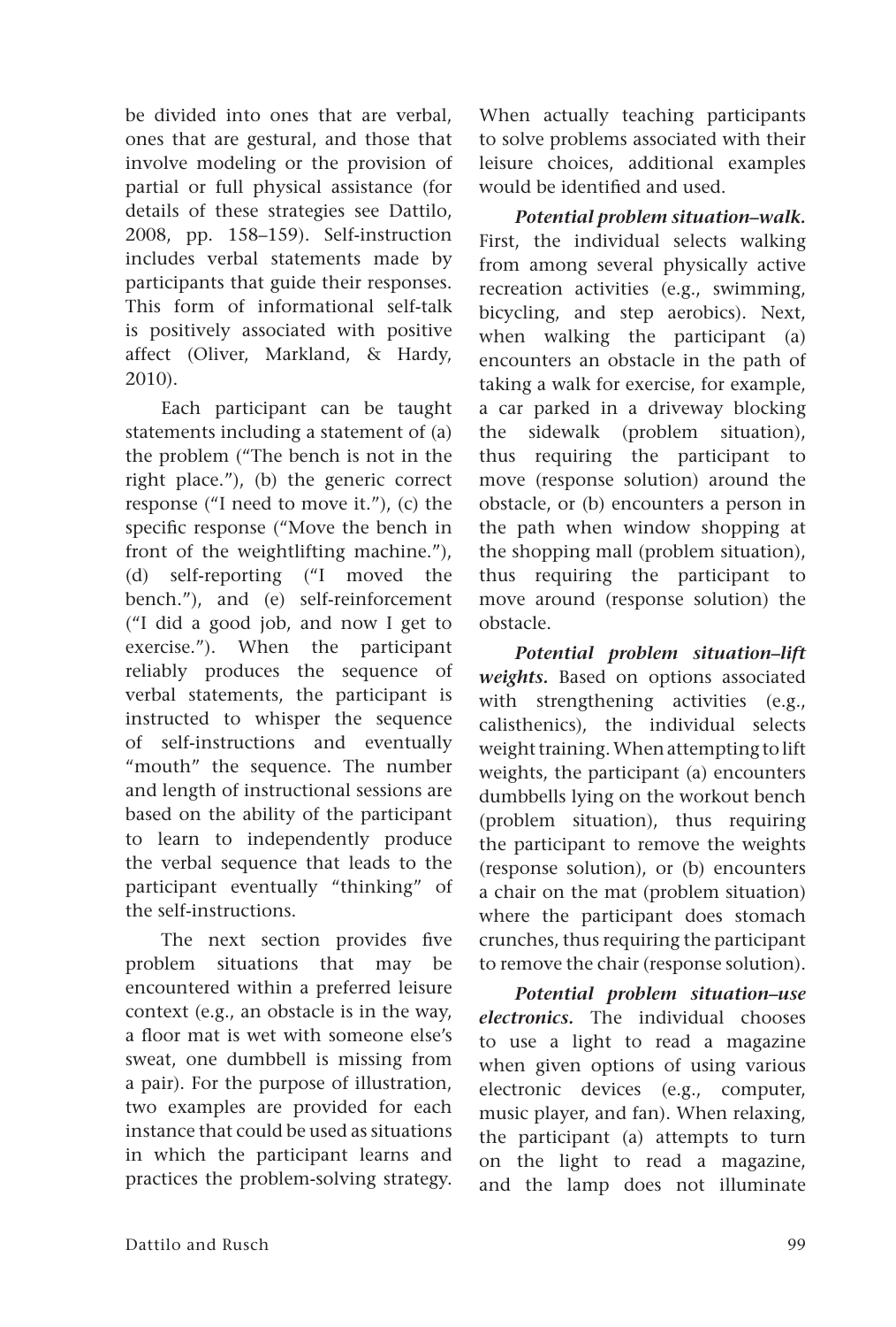be divided into ones that are verbal, ones that are gestural, and those that involve modeling or the provision of partial or full physical assistance (for details of these strategies see Dattilo, 2008, pp. 158–159). Self-instruction includes verbal statements made by participants that guide their responses. This form of informational self-talk is positively associated with positive affect (Oliver, Markland, & Hardy, 2010).

Each participant can be taught statements including a statement of (a) the problem ("The bench is not in the right place."), (b) the generic correct response ("I need to move it."), (c) the specific response ("Move the bench in front of the weightlifting machine."), (d) self-reporting ("I moved the bench."), and (e) self-reinforcement ("I did a good job, and now I get to exercise."). When the participant reliably produces the sequence of verbal statements, the participant is instructed to whisper the sequence of self-instructions and eventually "mouth" the sequence. The number and length of instructional sessions are based on the ability of the participant to learn to independently produce the verbal sequence that leads to the participant eventually "thinking" of the self-instructions.

The next section provides five problem situations that may be encountered within a preferred leisure context (e.g., an obstacle is in the way, a floor mat is wet with someone else's sweat, one dumbbell is missing from a pair). For the purpose of illustration, two examples are provided for each instance that could be used as situations in which the participant learns and practices the problem-solving strategy. When actually teaching participants to solve problems associated with their leisure choices, additional examples would be identified and used.

***Potential problem situation–walk.*** First, the individual selects walking from among several physically active recreation activities (e.g., swimming, bicycling, and step aerobics). Next, when walking the participant (a) encounters an obstacle in the path of taking a walk for exercise, for example, a car parked in a driveway blocking the sidewalk (problem situation), thus requiring the participant to move (response solution) around the obstacle, or (b) encounters a person in the path when window shopping at the shopping mall (problem situation), thus requiring the participant to move around (response solution) the obstacle.

***Potential problem situation–lift weights.*** Based on options associated with strengthening activities (e.g., calisthenics), the individual selects weight training. When attempting to lift weights, the participant (a) encounters dumbbells lying on the workout bench (problem situation), thus requiring the participant to remove the weights (response solution), or (b) encounters a chair on the mat (problem situation) where the participant does stomach crunches, thus requiring the participant to remove the chair (response solution).

***Potential problem situation–use electronics.*** The individual chooses to use a light to read a magazine when given options of using various electronic devices (e.g., computer, music player, and fan). When relaxing, the participant (a) attempts to turn on the light to read a magazine, and the lamp does not illuminate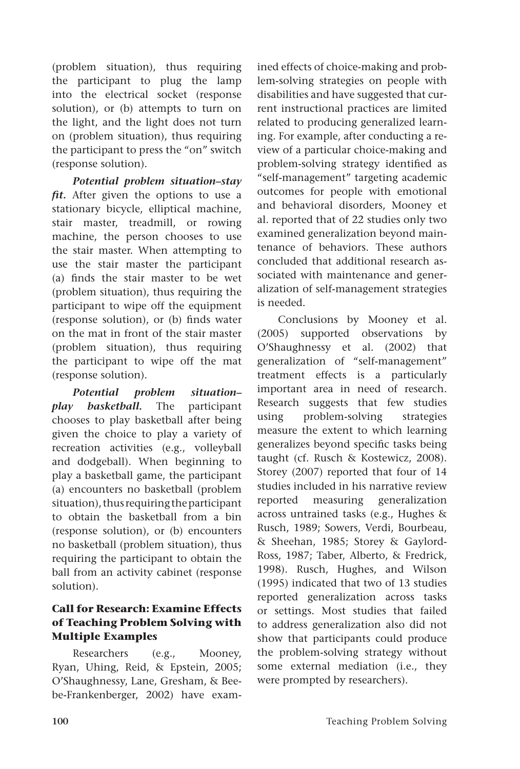(problem situation), thus requiring the participant to plug the lamp into the electrical socket (response solution), or (b) attempts to turn on the light, and the light does not turn on (problem situation), thus requiring the participant to press the "on" switch (response solution).

***Potential problem situation–stay fit.*** After given the options to use a stationary bicycle, elliptical machine, stair master, treadmill, or rowing machine, the person chooses to use the stair master. When attempting to use the stair master the participant (a) finds the stair master to be wet (problem situation), thus requiring the participant to wipe off the equipment (response solution), or (b) finds water on the mat in front of the stair master (problem situation), thus requiring the participant to wipe off the mat (response solution).

***Potential problem situation–play basketball.*** The participant chooses to play basketball after being given the choice to play a variety of recreation activities (e.g., volleyball and dodgeball). When beginning to play a basketball game, the participant (a) encounters no basketball (problem situation), thus requiring the participant to obtain the basketball from a bin (response solution), or (b) encounters no basketball (problem situation), thus requiring the participant to obtain the ball from an activity cabinet (response solution).

### Call for Research: Examine Effects of Teaching Problem Solving with Multiple Examples

Researchers (e.g., Mooney, Ryan, Uhing, Reid, & Epstein, 2005; O'Shaughnessy, Lane, Gresham, & Beebe-Frankenberger, 2002) have examined effects of choice-making and problem-solving strategies on people with disabilities and have suggested that current instructional practices are limited related to producing generalized learning. For example, after conducting a review of a particular choice-making and problem-solving strategy identified as "self-management" targeting academic outcomes for people with emotional and behavioral disorders, Mooney et al. reported that of 22 studies only two examined generalization beyond maintenance of behaviors. These authors concluded that additional research associated with maintenance and generalization of self-management strategies is needed.

Conclusions by Mooney et al. (2005) supported observations by O'Shaughnessy et al. (2002) that generalization of "self-management" treatment effects is a particularly important area in need of research. Research suggests that few studies using problem-solving strategies measure the extent to which learning generalizes beyond specific tasks being taught (cf. Rusch & Kostewicz, 2008). Storey (2007) reported that four of 14 studies included in his narrative review reported measuring generalization across untrained tasks (e.g., Hughes & Rusch, 1989; Sowers, Verdi, Bourbeau, & Sheehan, 1985; Storey & Gaylord-Ross, 1987; Taber, Alberto, & Fredrick, 1998). Rusch, Hughes, and Wilson (1995) indicated that two of 13 studies reported generalization across tasks or settings. Most studies that failed to address generalization also did not show that participants could produce the problem-solving strategy without some external mediation (i.e., they were prompted by researchers).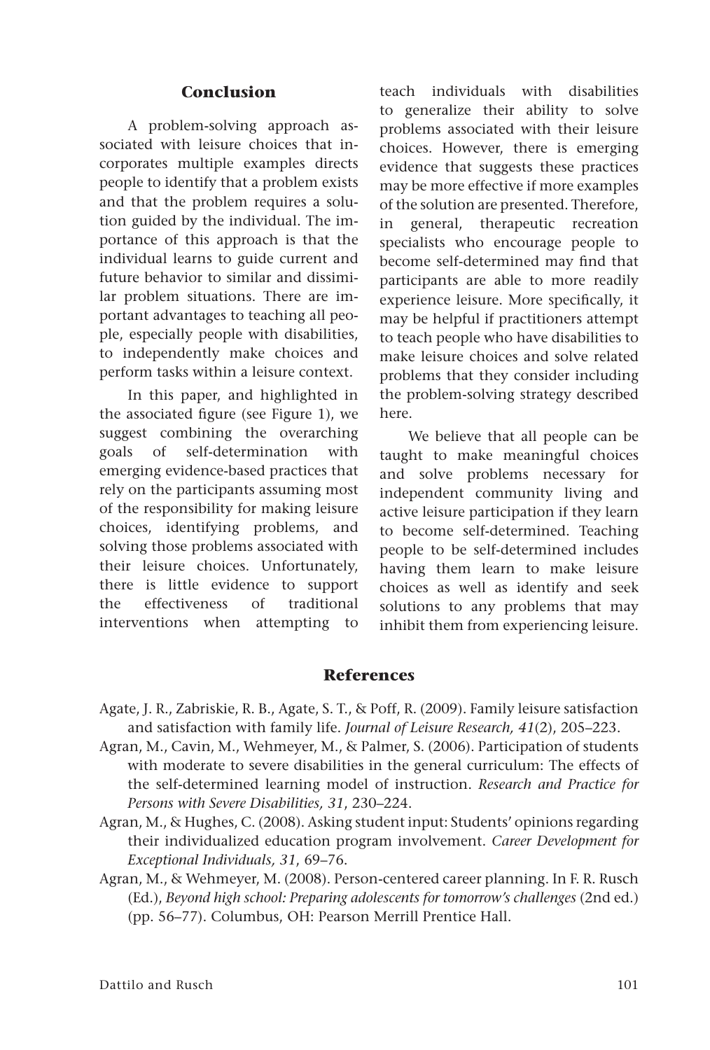## Conclusion

A problem-solving approach associated with leisure choices that incorporates multiple examples directs people to identify that a problem exists and that the problem requires a solution guided by the individual. The importance of this approach is that the individual learns to guide current and future behavior to similar and dissimilar problem situations. There are important advantages to teaching all people, especially people with disabilities, to independently make choices and perform tasks within a leisure context.

In this paper, and highlighted in the associated figure (see Figure 1), we suggest combining the overarching goals of self-determination with emerging evidence-based practices that rely on the participants assuming most of the responsibility for making leisure choices, identifying problems, and solving those problems associated with their leisure choices. Unfortunately, there is little evidence to support the effectiveness of traditional interventions when attempting to teach individuals with disabilities to generalize their ability to solve problems associated with their leisure choices. However, there is emerging evidence that suggests these practices may be more effective if more examples of the solution are presented. Therefore, in general, therapeutic recreation specialists who encourage people to become self-determined may find that participants are able to more readily experience leisure. More specifically, it may be helpful if practitioners attempt to teach people who have disabilities to make leisure choices and solve related problems that they consider including the problem-solving strategy described here.

We believe that all people can be taught to make meaningful choices and solve problems necessary for independent community living and active leisure participation if they learn to become self-determined. Teaching people to be self-determined includes having them learn to make leisure choices as well as identify and seek solutions to any problems that may inhibit them from experiencing leisure.

## References

Agate, J. R., Zabriskie, R. B., Agate, S. T., & Poff, R. (2009). Family leisure satisfaction and satisfaction with family life. *Journal of Leisure Research, 41*(2), 205–223.

Agran, M., Cavin, M., Wehmeyer, M., & Palmer, S. (2006). Participation of students with moderate to severe disabilities in the general curriculum: The effects of the self-determined learning model of instruction. *Research and Practice for Persons with Severe Disabilities, 31*, 230–224.

Agran, M., & Hughes, C. (2008). Asking student input: Students' opinions regarding their individualized education program involvement. *Career Development for Exceptional Individuals, 31*, 69–76.

Agran, M., & Wehmeyer, M. (2008). Person-centered career planning. In F. R. Rusch (Ed.), *Beyond high school: Preparing adolescents for tomorrow's challenges* (2nd ed.) (pp. 56–77). Columbus, OH: Pearson Merrill Prentice Hall.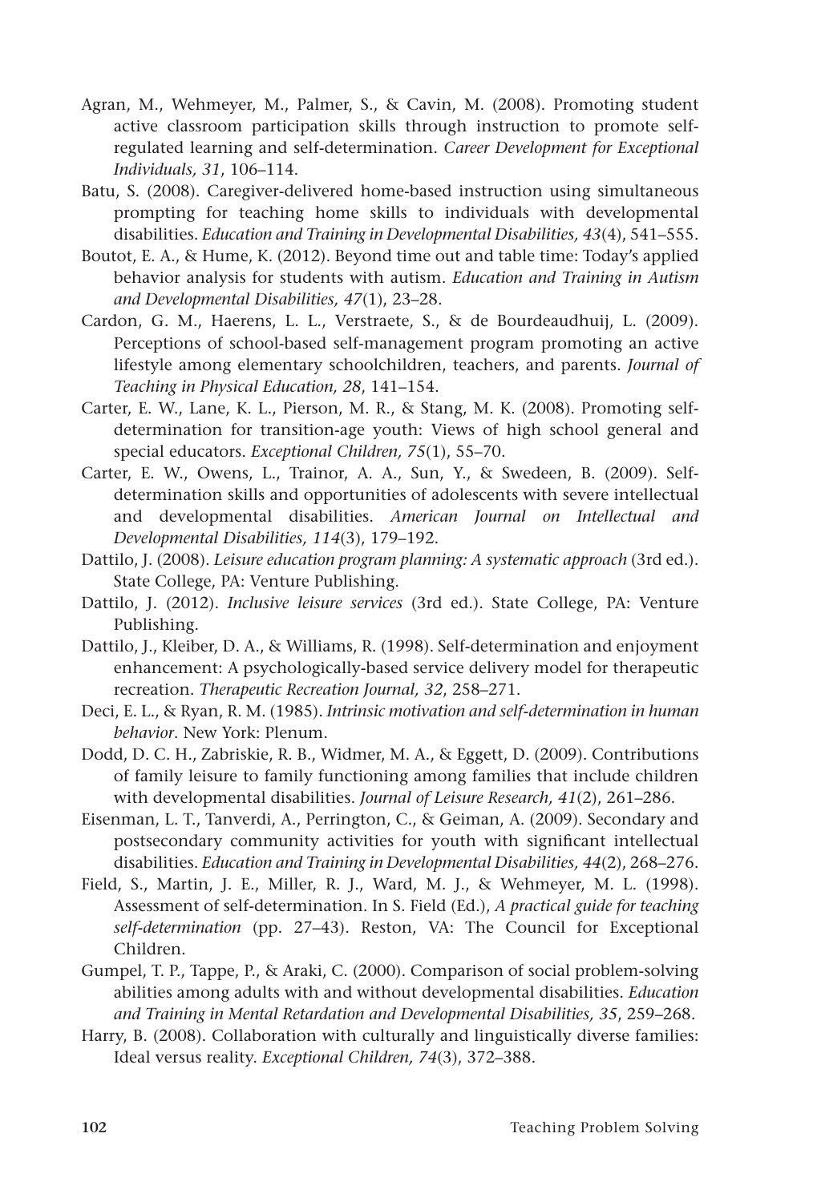Agran, M., Wehmeyer, M., Palmer, S., & Cavin, M. (2008). Promoting student active classroom participation skills through instruction to promote self-regulated learning and self-determination. *Career Development for Exceptional Individuals, 31*, 106–114.

Batu, S. (2008). Caregiver-delivered home-based instruction using simultaneous prompting for teaching home skills to individuals with developmental disabilities. *Education and Training in Developmental Disabilities, 43*(4), 541–555.

Boutot, E. A., & Hume, K. (2012). Beyond time out and table time: Today's applied behavior analysis for students with autism. *Education and Training in Autism and Developmental Disabilities, 47*(1), 23–28.

Cardon, G. M., Haerens, L. L., Verstraete, S., & de Bourdeaudhuij, L. (2009). Perceptions of school-based self-management program promoting an active lifestyle among elementary schoolchildren, teachers, and parents. *Journal of Teaching in Physical Education, 28*, 141–154.

Carter, E. W., Lane, K. L., Pierson, M. R., & Stang, M. K. (2008). Promoting self-determination for transition-age youth: Views of high school general and special educators. *Exceptional Children, 75*(1), 55–70.

Carter, E. W., Owens, L., Trainor, A. A., Sun, Y., & Swedeen, B. (2009). Self-determination skills and opportunities of adolescents with severe intellectual and developmental disabilities. *American Journal on Intellectual and Developmental Disabilities, 114*(3), 179–192.

Dattilo, J. (2008). *Leisure education program planning: A systematic approach* (3rd ed.). State College, PA: Venture Publishing.

Dattilo, J. (2012). *Inclusive leisure services* (3rd ed.). State College, PA: Venture Publishing.

Dattilo, J., Kleiber, D. A., & Williams, R. (1998). Self-determination and enjoyment enhancement: A psychologically-based service delivery model for therapeutic recreation. *Therapeutic Recreation Journal, 32*, 258–271.

Deci, E. L., & Ryan, R. M. (1985). *Intrinsic motivation and self-determination in human behavior*. New York: Plenum.

Dodd, D. C. H., Zabriskie, R. B., Widmer, M. A., & Eggett, D. (2009). Contributions of family leisure to family functioning among families that include children with developmental disabilities. *Journal of Leisure Research, 41*(2), 261–286.

Eisenman, L. T., Tanverdi, A., Perrington, C., & Geiman, A. (2009). Secondary and postsecondary community activities for youth with significant intellectual disabilities. *Education and Training in Developmental Disabilities, 44*(2), 268–276.

Field, S., Martin, J. E., Miller, R. J., Ward, M. J., & Wehmeyer, M. L. (1998). Assessment of self-determination. In S. Field (Ed.), *A practical guide for teaching self-determination* (pp. 27–43). Reston, VA: The Council for Exceptional Children.

Gumpel, T. P., Tappe, P., & Araki, C. (2000). Comparison of social problem-solving abilities among adults with and without developmental disabilities. *Education and Training in Mental Retardation and Developmental Disabilities, 35*, 259–268.

Harry, B. (2008). Collaboration with culturally and linguistically diverse families: Ideal versus reality. *Exceptional Children, 74*(3), 372–388.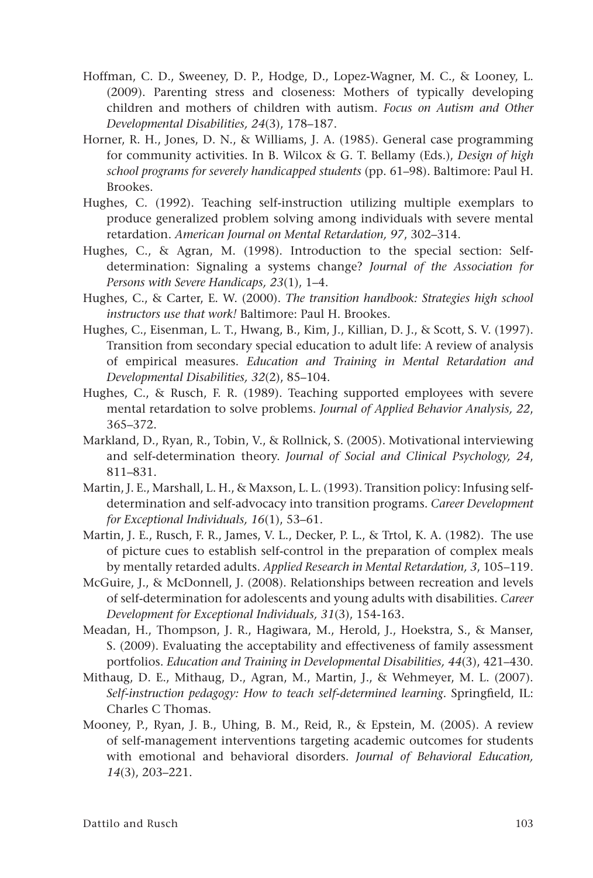Hoffman, C. D., Sweeney, D. P., Hodge, D., Lopez-Wagner, M. C., & Looney, L. (2009). Parenting stress and closeness: Mothers of typically developing children and mothers of children with autism. *Focus on Autism and Other Developmental Disabilities, 24*(3), 178–187.

Horner, R. H., Jones, D. N., & Williams, J. A. (1985). General case programming for community activities. In B. Wilcox & G. T. Bellamy (Eds.), *Design of high school programs for severely handicapped students* (pp. 61–98). Baltimore: Paul H. Brookes.

Hughes, C. (1992). Teaching self-instruction utilizing multiple exemplars to produce generalized problem solving among individuals with severe mental retardation. *American Journal on Mental Retardation, 97*, 302–314.

Hughes, C., & Agran, M. (1998). Introduction to the special section: Self-determination: Signaling a systems change? *Journal of the Association for Persons with Severe Handicaps, 23*(1), 1–4.

Hughes, C., & Carter, E. W. (2000). *The transition handbook: Strategies high school instructors use that work!* Baltimore: Paul H. Brookes.

Hughes, C., Eisenman, L. T., Hwang, B., Kim, J., Killian, D. J., & Scott, S. V. (1997). Transition from secondary special education to adult life: A review of analysis of empirical measures. *Education and Training in Mental Retardation and Developmental Disabilities, 32*(2), 85–104.

Hughes, C., & Rusch, F. R. (1989). Teaching supported employees with severe mental retardation to solve problems. *Journal of Applied Behavior Analysis, 22*, 365–372.

Markland, D., Ryan, R., Tobin, V., & Rollnick, S. (2005). Motivational interviewing and self-determination theory. *Journal of Social and Clinical Psychology, 24*, 811–831.

Martin, J. E., Marshall, L. H., & Maxson, L. L. (1993). Transition policy: Infusing self-determination and self-advocacy into transition programs. *Career Development for Exceptional Individuals, 16*(1), 53–61.

Martin, J. E., Rusch, F. R., James, V. L., Decker, P. L., & Trtol, K. A. (1982). The use of picture cues to establish self-control in the preparation of complex meals by mentally retarded adults. *Applied Research in Mental Retardation, 3*, 105–119.

McGuire, J., & McDonnell, J. (2008). Relationships between recreation and levels of self-determination for adolescents and young adults with disabilities. *Career Development for Exceptional Individuals, 31*(3), 154-163.

Meadan, H., Thompson, J. R., Hagiwara, M., Herold, J., Hoekstra, S., & Manser, S. (2009). Evaluating the acceptability and effectiveness of family assessment portfolios. *Education and Training in Developmental Disabilities, 44*(3), 421–430.

Mithaug, D. E., Mithaug, D., Agran, M., Martin, J., & Wehmeyer, M. L. (2007). *Self-instruction pedagogy: How to teach self-determined learning*. Springfield, IL: Charles C Thomas.

Mooney, P., Ryan, J. B., Uhing, B. M., Reid, R., & Epstein, M. (2005). A review of self-management interventions targeting academic outcomes for students with emotional and behavioral disorders. *Journal of Behavioral Education, 14*(3), 203–221.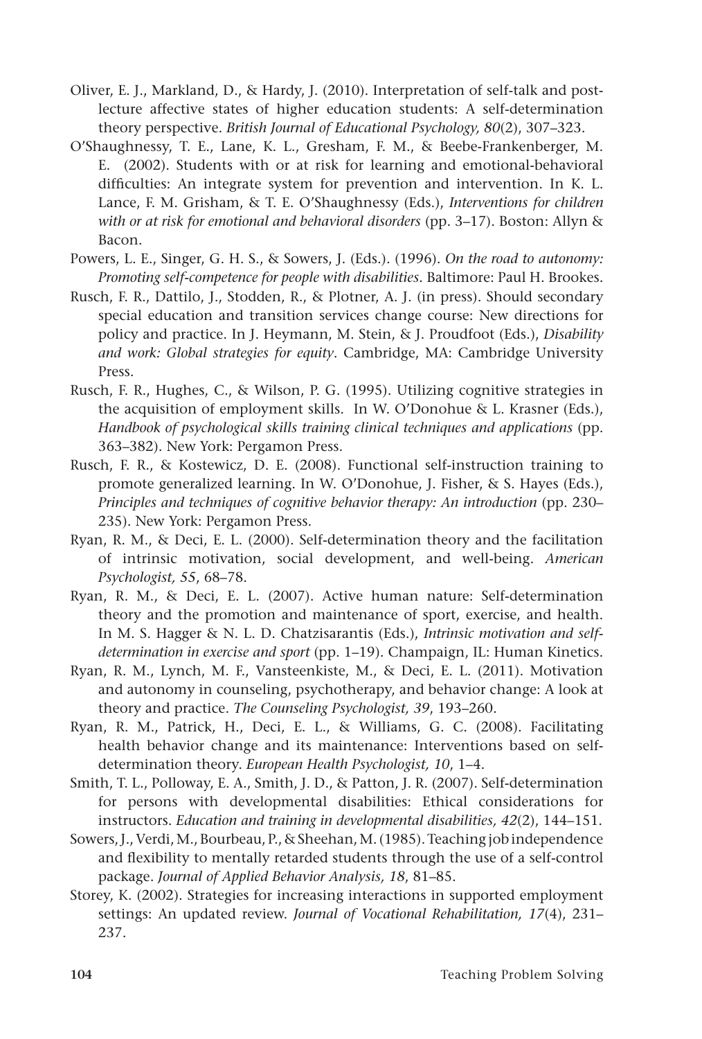Oliver, E. J., Markland, D., & Hardy, J. (2010). Interpretation of self-talk and post-lecture affective states of higher education students: A self-determination theory perspective. *British Journal of Educational Psychology, 80*(2), 307–323.

O'Shaughnessy, T. E., Lane, K. L., Gresham, F. M., & Beebe-Frankenberger, M. E. (2002). Students with or at risk for learning and emotional-behavioral difficulties: An integrate system for prevention and intervention. In K. L. Lance, F. M. Grisham, & T. E. O'Shaughnessy (Eds.), *Interventions for children with or at risk for emotional and behavioral disorders* (pp. 3–17). Boston: Allyn & Bacon.

Powers, L. E., Singer, G. H. S., & Sowers, J. (Eds.). (1996). *On the road to autonomy: Promoting self-competence for people with disabilities*. Baltimore: Paul H. Brookes.

Rusch, F. R., Dattilo, J., Stodden, R., & Plotner, A. J. (in press). Should secondary special education and transition services change course: New directions for policy and practice. In J. Heymann, M. Stein, & J. Proudfoot (Eds.), *Disability and work: Global strategies for equity*. Cambridge, MA: Cambridge University Press.

Rusch, F. R., Hughes, C., & Wilson, P. G. (1995). Utilizing cognitive strategies in the acquisition of employment skills. In W. O'Donohue & L. Krasner (Eds.), *Handbook of psychological skills training clinical techniques and applications* (pp. 363–382). New York: Pergamon Press.

Rusch, F. R., & Kostewicz, D. E. (2008). Functional self-instruction training to promote generalized learning. In W. O'Donohue, J. Fisher, & S. Hayes (Eds.), *Principles and techniques of cognitive behavior therapy: An introduction* (pp. 230–235). New York: Pergamon Press.

Ryan, R. M., & Deci, E. L. (2000). Self-determination theory and the facilitation of intrinsic motivation, social development, and well-being. *American Psychologist, 55*, 68–78.

Ryan, R. M., & Deci, E. L. (2007). Active human nature: Self-determination theory and the promotion and maintenance of sport, exercise, and health. In M. S. Hagger & N. L. D. Chatzisarantis (Eds.), *Intrinsic motivation and self-determination in exercise and sport* (pp. 1–19). Champaign, IL: Human Kinetics.

Ryan, R. M., Lynch, M. F., Vansteenkiste, M., & Deci, E. L. (2011). Motivation and autonomy in counseling, psychotherapy, and behavior change: A look at theory and practice. *The Counseling Psychologist, 39*, 193–260.

Ryan, R. M., Patrick, H., Deci, E. L., & Williams, G. C. (2008). Facilitating health behavior change and its maintenance: Interventions based on self-determination theory. *European Health Psychologist, 10*, 1–4.

Smith, T. L., Polloway, E. A., Smith, J. D., & Patton, J. R. (2007). Self-determination for persons with developmental disabilities: Ethical considerations for instructors. *Education and training in developmental disabilities, 42*(2), 144–151.

Sowers, J., Verdi, M., Bourbeau, P., & Sheehan, M. (1985). Teaching job independence and flexibility to mentally retarded students through the use of a self-control package. *Journal of Applied Behavior Analysis, 18*, 81–85.

Storey, K. (2002). Strategies for increasing interactions in supported employment settings: An updated review. *Journal of Vocational Rehabilitation, 17*(4), 231–237.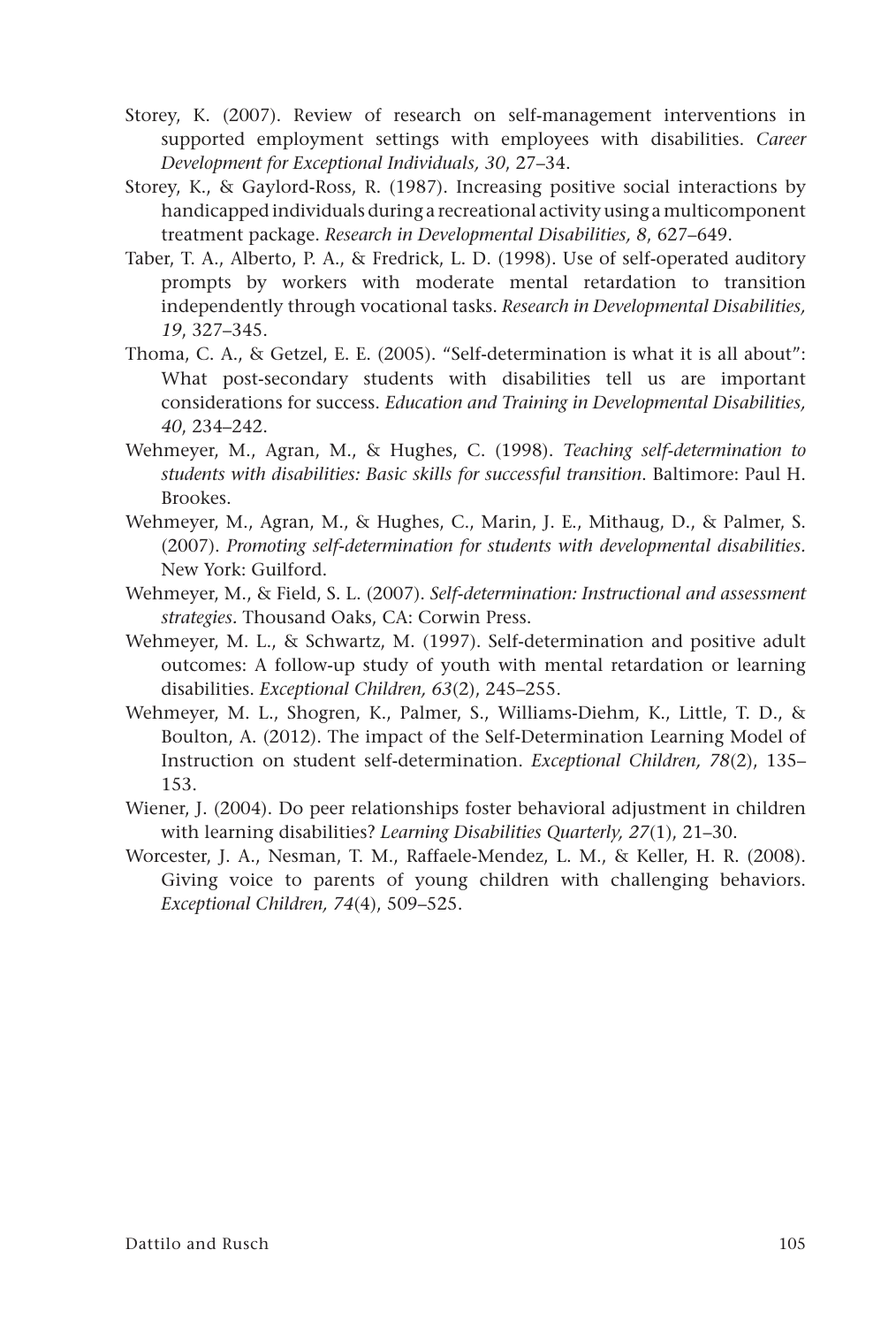Storey, K. (2007). Review of research on self-management interventions in supported employment settings with employees with disabilities. *Career Development for Exceptional Individuals, 30*, 27–34.

Storey, K., & Gaylord-Ross, R. (1987). Increasing positive social interactions by handicapped individuals during a recreational activity using a multicomponent treatment package. *Research in Developmental Disabilities, 8*, 627–649.

Taber, T. A., Alberto, P. A., & Fredrick, L. D. (1998). Use of self-operated auditory prompts by workers with moderate mental retardation to transition independently through vocational tasks. *Research in Developmental Disabilities, 19*, 327–345.

Thoma, C. A., & Getzel, E. E. (2005). "Self-determination is what it is all about": What post-secondary students with disabilities tell us are important considerations for success. *Education and Training in Developmental Disabilities, 40*, 234–242.

Wehmeyer, M., Agran, M., & Hughes, C. (1998). *Teaching self-determination to students with disabilities: Basic skills for successful transition*. Baltimore: Paul H. Brookes.

Wehmeyer, M., Agran, M., & Hughes, C., Marin, J. E., Mithaug, D., & Palmer, S. (2007). *Promoting self-determination for students with developmental disabilities.* New York: Guilford.

Wehmeyer, M., & Field, S. L. (2007). *Self-determination: Instructional and assessment strategies.* Thousand Oaks, CA: Corwin Press.

Wehmeyer, M. L., & Schwartz, M. (1997). Self-determination and positive adult outcomes: A follow-up study of youth with mental retardation or learning disabilities. *Exceptional Children, 63*(2), 245–255.

Wehmeyer, M. L., Shogren, K., Palmer, S., Williams-Diehm, K., Little, T. D., & Boulton, A. (2012). The impact of the Self-Determination Learning Model of Instruction on student self-determination. *Exceptional Children, 78*(2), 135–153.

Wiener, J. (2004). Do peer relationships foster behavioral adjustment in children with learning disabilities? *Learning Disabilities Quarterly, 27*(1), 21–30.

Worcester, J. A., Nesman, T. M., Raffaele-Mendez, L. M., & Keller, H. R. (2008). Giving voice to parents of young children with challenging behaviors. *Exceptional Children, 74*(4), 509–525.